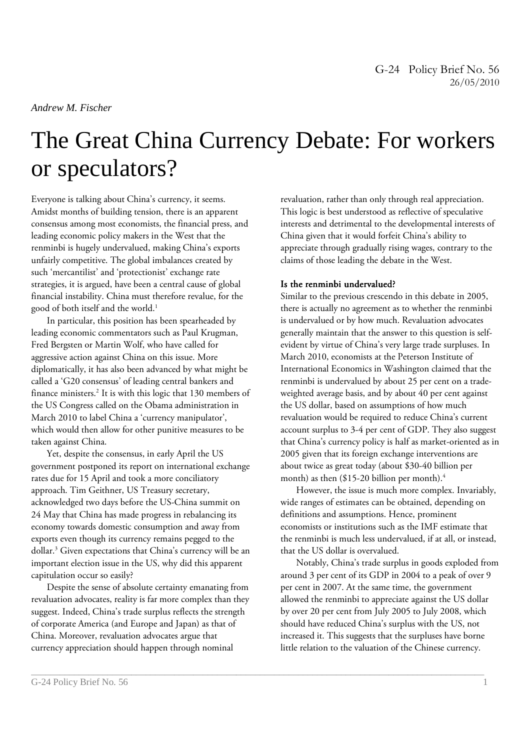G-24 Policy Brief No. 56
26/05/2010

*Andrew M. Fischer*

# The Great China Currency Debate: For workers or speculators?

Everyone is talking about China's currency, it seems. Amidst months of building tension, there is an apparent consensus among most economists, the financial press, and leading economic policy makers in the West that the renminbi is hugely undervalued, making China's exports unfairly competitive. The global imbalances created by such 'mercantilist' and 'protectionist' exchange rate strategies, it is argued, have been a central cause of global financial instability. China must therefore revalue, for the good of both itself and the world.[1]

In particular, this position has been spearheaded by leading economic commentators such as Paul Krugman, Fred Bergsten or Martin Wolf, who have called for aggressive action against China on this issue. More diplomatically, it has also been advanced by what might be called a 'G20 consensus' of leading central bankers and finance ministers.[2] It is with this logic that 130 members of the US Congress called on the Obama administration in March 2010 to label China a 'currency manipulator', which would then allow for other punitive measures to be taken against China.

Yet, despite the consensus, in early April the US government postponed its report on international exchange rates due for 15 April and took a more conciliatory approach. Tim Geithner, US Treasury secretary, acknowledged two days before the US-China summit on 24 May that China has made progress in rebalancing its economy towards domestic consumption and away from exports even though its currency remains pegged to the dollar.[3] Given expectations that China's currency will be an important election issue in the US, why did this apparent capitulation occur so easily?

Despite the sense of absolute certainty emanating from revaluation advocates, reality is far more complex than they suggest. Indeed, China's trade surplus reflects the strength of corporate America (and Europe and Japan) as that of China. Moreover, revaluation advocates argue that currency appreciation should happen through nominal revaluation, rather than only through real appreciation. This logic is best understood as reflective of speculative interests and detrimental to the developmental interests of China given that it would forfeit China's ability to appreciate through gradually rising wages, contrary to the claims of those leading the debate in the West.

**Is the renminbi undervalued?**

Similar to the previous crescendo in this debate in 2005, there is actually no agreement as to whether the renminbi is undervalued or by how much. Revaluation advocates generally maintain that the answer to this question is self-evident by virtue of China's very large trade surpluses. In March 2010, economists at the Peterson Institute of International Economics in Washington claimed that the renminbi is undervalued by about 25 per cent on a trade-weighted average basis, and by about 40 per cent against the US dollar, based on assumptions of how much revaluation would be required to reduce China's current account surplus to 3-4 per cent of GDP. They also suggest that China's currency policy is half as market-oriented as in 2005 given that its foreign exchange interventions are about twice as great today (about $30-40 billion per month) as then ($15-20 billion per month).[4]

However, the issue is much more complex. Invariably, wide ranges of estimates can be obtained, depending on definitions and assumptions. Hence, prominent economists or institutions such as the IMF estimate that the renminbi is much less undervalued, if at all, or instead, that the US dollar is overvalued.

Notably, China's trade surplus in goods exploded from around 3 per cent of its GDP in 2004 to a peak of over 9 per cent in 2007. At the same time, the government allowed the renminbi to appreciate against the US dollar by over 20 per cent from July 2005 to July 2008, which should have reduced China's surplus with the US, not increased it. This suggests that the surpluses have borne little relation to the valuation of the Chinese currency.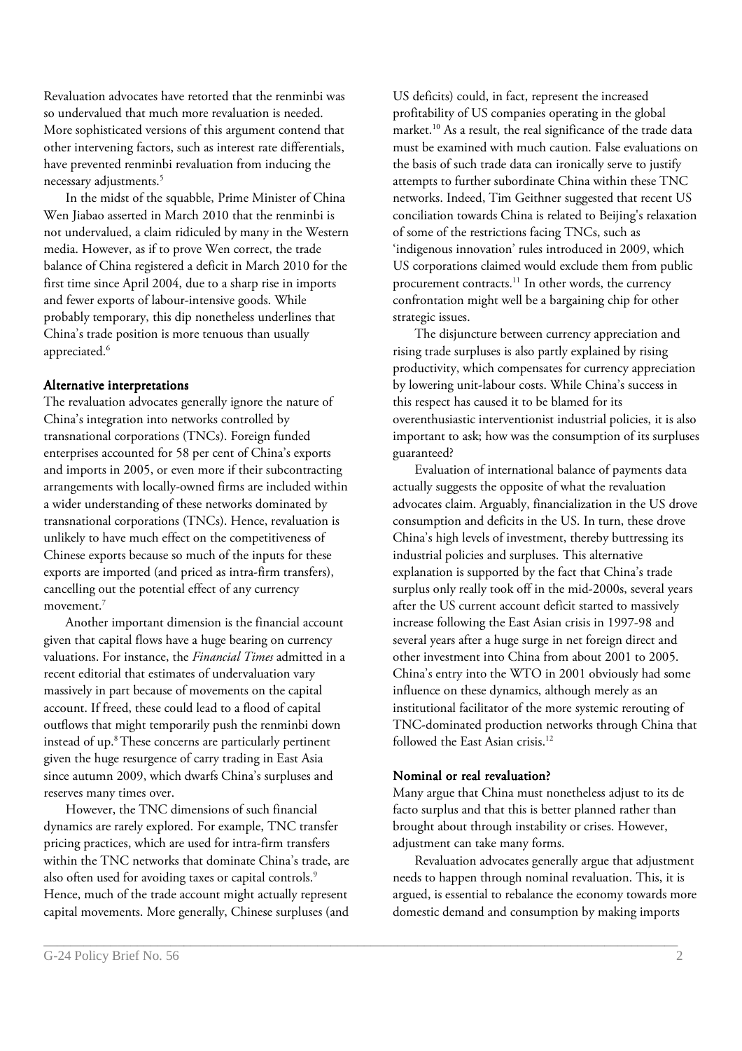Revaluation advocates have retorted that the renminbi was so undervalued that much more revaluation is needed. More sophisticated versions of this argument contend that other intervening factors, such as interest rate differentials, have prevented renminbi revaluation from inducing the necessary adjustments.[5]

In the midst of the squabble, Prime Minister of China Wen Jiabao asserted in March 2010 that the renminbi is not undervalued, a claim ridiculed by many in the Western media. However, as if to prove Wen correct, the trade balance of China registered a deficit in March 2010 for the first time since April 2004, due to a sharp rise in imports and fewer exports of labour-intensive goods. While probably temporary, this dip nonetheless underlines that China's trade position is more tenuous than usually appreciated.[6]

### Alternative interpretations

The revaluation advocates generally ignore the nature of China's integration into networks controlled by transnational corporations (TNCs). Foreign funded enterprises accounted for 58 per cent of China's exports and imports in 2005, or even more if their subcontracting arrangements with locally-owned firms are included within a wider understanding of these networks dominated by transnational corporations (TNCs). Hence, revaluation is unlikely to have much effect on the competitiveness of Chinese exports because so much of the inputs for these exports are imported (and priced as intra-firm transfers), cancelling out the potential effect of any currency movement.[7]

Another important dimension is the financial account given that capital flows have a huge bearing on currency valuations. For instance, the *Financial Times* admitted in a recent editorial that estimates of undervaluation vary massively in part because of movements on the capital account. If freed, these could lead to a flood of capital outflows that might temporarily push the renminbi down instead of up.[8] These concerns are particularly pertinent given the huge resurgence of carry trading in East Asia since autumn 2009, which dwarfs China's surpluses and reserves many times over.

However, the TNC dimensions of such financial dynamics are rarely explored. For example, TNC transfer pricing practices, which are used for intra-firm transfers within the TNC networks that dominate China's trade, are also often used for avoiding taxes or capital controls.[9] Hence, much of the trade account might actually represent capital movements. More generally, Chinese surpluses (and US deficits) could, in fact, represent the increased profitability of US companies operating in the global market.[10] As a result, the real significance of the trade data must be examined with much caution. False evaluations on the basis of such trade data can ironically serve to justify attempts to further subordinate China within these TNC networks. Indeed, Tim Geithner suggested that recent US conciliation towards China is related to Beijing's relaxation of some of the restrictions facing TNCs, such as 'indigenous innovation' rules introduced in 2009, which US corporations claimed would exclude them from public procurement contracts.[11] In other words, the currency confrontation might well be a bargaining chip for other strategic issues.

The disjuncture between currency appreciation and rising trade surpluses is also partly explained by rising productivity, which compensates for currency appreciation by lowering unit-labour costs. While China's success in this respect has caused it to be blamed for its overenthusiastic interventionist industrial policies, it is also important to ask; how was the consumption of its surpluses guaranteed?

Evaluation of international balance of payments data actually suggests the opposite of what the revaluation advocates claim. Arguably, financialization in the US drove consumption and deficits in the US. In turn, these drove China's high levels of investment, thereby buttressing its industrial policies and surpluses. This alternative explanation is supported by the fact that China's trade surplus only really took off in the mid-2000s, several years after the US current account deficit started to massively increase following the East Asian crisis in 1997-98 and several years after a huge surge in net foreign direct and other investment into China from about 2001 to 2005. China's entry into the WTO in 2001 obviously had some influence on these dynamics, although merely as an institutional facilitator of the more systemic rerouting of TNC-dominated production networks through China that followed the East Asian crisis.[12]

### Nominal or real revaluation?

Many argue that China must nonetheless adjust to its de facto surplus and that this is better planned rather than brought about through instability or crises. However, adjustment can take many forms.

Revaluation advocates generally argue that adjustment needs to happen through nominal revaluation. This, it is argued, is essential to rebalance the economy towards more domestic demand and consumption by making imports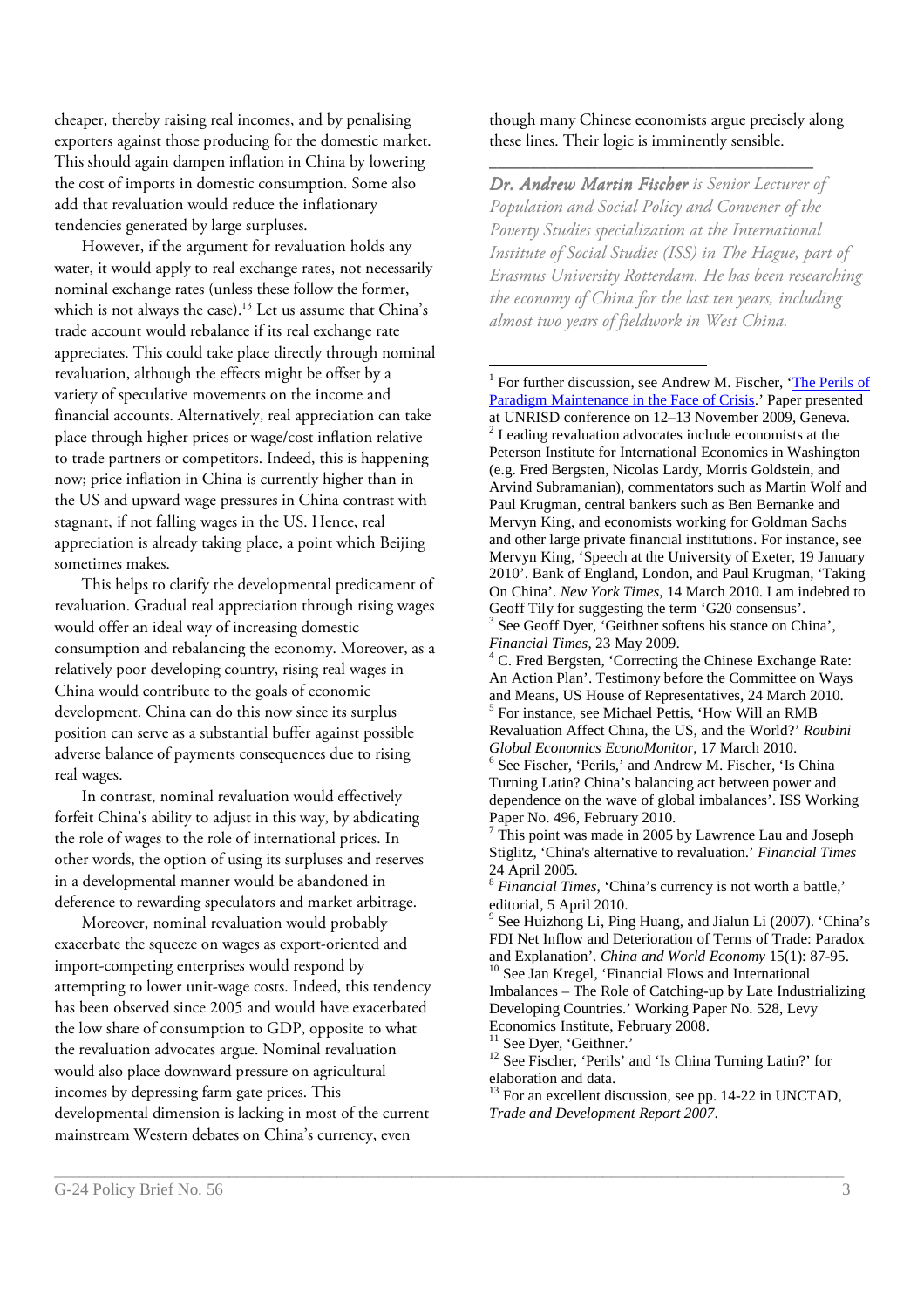cheaper, thereby raising real incomes, and by penalising exporters against those producing for the domestic market. This should again dampen inflation in China by lowering the cost of imports in domestic consumption. Some also add that revaluation would reduce the inflationary tendencies generated by large surpluses.

However, if the argument for revaluation holds any water, it would apply to real exchange rates, not necessarily nominal exchange rates (unless these follow the former, which is not always the case).[13] Let us assume that China's trade account would rebalance if its real exchange rate appreciates. This could take place directly through nominal revaluation, although the effects might be offset by a variety of speculative movements on the income and financial accounts. Alternatively, real appreciation can take place through higher prices or wage/cost inflation relative to trade partners or competitors. Indeed, this is happening now; price inflation in China is currently higher than in the US and upward wage pressures in China contrast with stagnant, if not falling wages in the US. Hence, real appreciation is already taking place, a point which Beijing sometimes makes.

This helps to clarify the developmental predicament of revaluation. Gradual real appreciation through rising wages would offer an ideal way of increasing domestic consumption and rebalancing the economy. Moreover, as a relatively poor developing country, rising real wages in China would contribute to the goals of economic development. China can do this now since its surplus position can serve as a substantial buffer against possible adverse balance of payments consequences due to rising real wages.

In contrast, nominal revaluation would effectively forfeit China's ability to adjust in this way, by abdicating the role of wages to the role of international prices. In other words, the option of using its surpluses and reserves in a developmental manner would be abandoned in deference to rewarding speculators and market arbitrage.

Moreover, nominal revaluation would probably exacerbate the squeeze on wages as export-oriented and import-competing enterprises would respond by attempting to lower unit-wage costs. Indeed, this tendency has been observed since 2005 and would have exacerbated the low share of consumption to GDP, opposite to what the revaluation advocates argue. Nominal revaluation would also place downward pressure on agricultural incomes by depressing farm gate prices. This developmental dimension is lacking in most of the current mainstream Western debates on China's currency, even though many Chinese economists argue precisely along these lines. Their logic is imminently sensible.

---

*Dr. Andrew Martin Fischer is Senior Lecturer of Population and Social Policy and Convener of the Poverty Studies specialization at the International Institute of Social Studies (ISS) in The Hague, part of Erasmus University Rotterdam. He has been researching the economy of China for the last ten years, including almost two years of fieldwork in West China.*

---

[1] For further discussion, see Andrew M. Fischer, 'The Perils of Paradigm Maintenance in the Face of Crisis.' Paper presented at UNRISD conference on 12–13 November 2009, Geneva.

[2] Leading revaluation advocates include economists at the Peterson Institute for International Economics in Washington (e.g. Fred Bergsten, Nicolas Lardy, Morris Goldstein, and Arvind Subramanian), commentators such as Martin Wolf and Paul Krugman, central bankers such as Ben Bernanke and Mervyn King, and economists working for Goldman Sachs and other large private financial institutions. For instance, see Mervyn King, 'Speech at the University of Exeter, 19 January 2010'. Bank of England, London, and Paul Krugman, 'Taking On China'. *New York Times*, 14 March 2010. I am indebted to Geoff Tily for suggesting the term 'G20 consensus'.

[3] See Geoff Dyer, 'Geithner softens his stance on China', *Financial Times*, 23 May 2009.

[4] C. Fred Bergsten, 'Correcting the Chinese Exchange Rate: An Action Plan'. Testimony before the Committee on Ways and Means, US House of Representatives, 24 March 2010.

[5] For instance, see Michael Pettis, 'How Will an RMB Revaluation Affect China, the US, and the World?' *Roubini Global Economics EconoMonitor*, 17 March 2010.

[6] See Fischer, 'Perils,' and Andrew M. Fischer, 'Is China Turning Latin? China's balancing act between power and dependence on the wave of global imbalances'. ISS Working Paper No. 496, February 2010.

[7] This point was made in 2005 by Lawrence Lau and Joseph Stiglitz, 'China's alternative to revaluation.' *Financial Times* 24 April 2005.

[8] *Financial Times*, 'China's currency is not worth a battle,' editorial, 5 April 2010.

[9] See Huizhong Li, Ping Huang, and Jialun Li (2007). 'China's FDI Net Inflow and Deterioration of Terms of Trade: Paradox and Explanation'. *China and World Economy* 15(1): 87-95.

[10] See Jan Kregel, 'Financial Flows and International Imbalances – The Role of Catching-up by Late Industrializing Developing Countries.' Working Paper No. 528, Levy Economics Institute, February 2008.

[11] See Dyer, 'Geithner.'

[12] See Fischer, 'Perils' and 'Is China Turning Latin?' for elaboration and data.

[13] For an excellent discussion, see pp. 14-22 in UNCTAD, *Trade and Development Report 2007*.